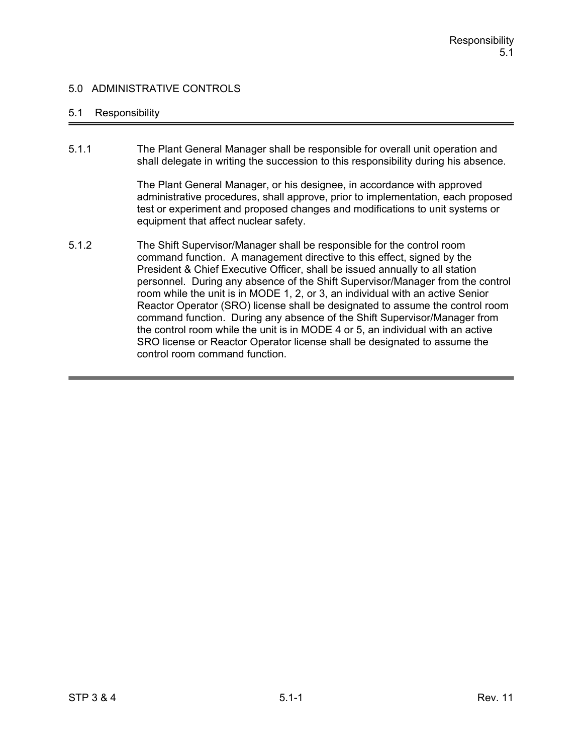# 5.0 ADMINISTRATIVE CONTROLS

## 5.1 Responsibility

5.1.1 The Plant General Manager shall be responsible for overall unit operation and shall delegate in writing the succession to this responsibility during his absence.

The Plant General Manager, or his designee, in accordance with approved administrative procedures, shall approve, prior to implementation, each proposed test or experiment and proposed changes and modifications to unit systems or equipment that affect nuclear safety.

5.1.2 The Shift Supervisor/Manager shall be responsible for the control room command function. A management directive to this effect, signed by the President & Chief Executive Officer, shall be issued annually to all station personnel. During any absence of the Shift Supervisor/Manager from the control room while the unit is in MODE 1, 2, or 3, an individual with an active Senior Reactor Operator (SRO) license shall be designated to assume the control room command function. During any absence of the Shift Supervisor/Manager from the control room while the unit is in MODE 4 or 5, an individual with an active SRO license or Reactor Operator license shall be designated to assume the control room command function.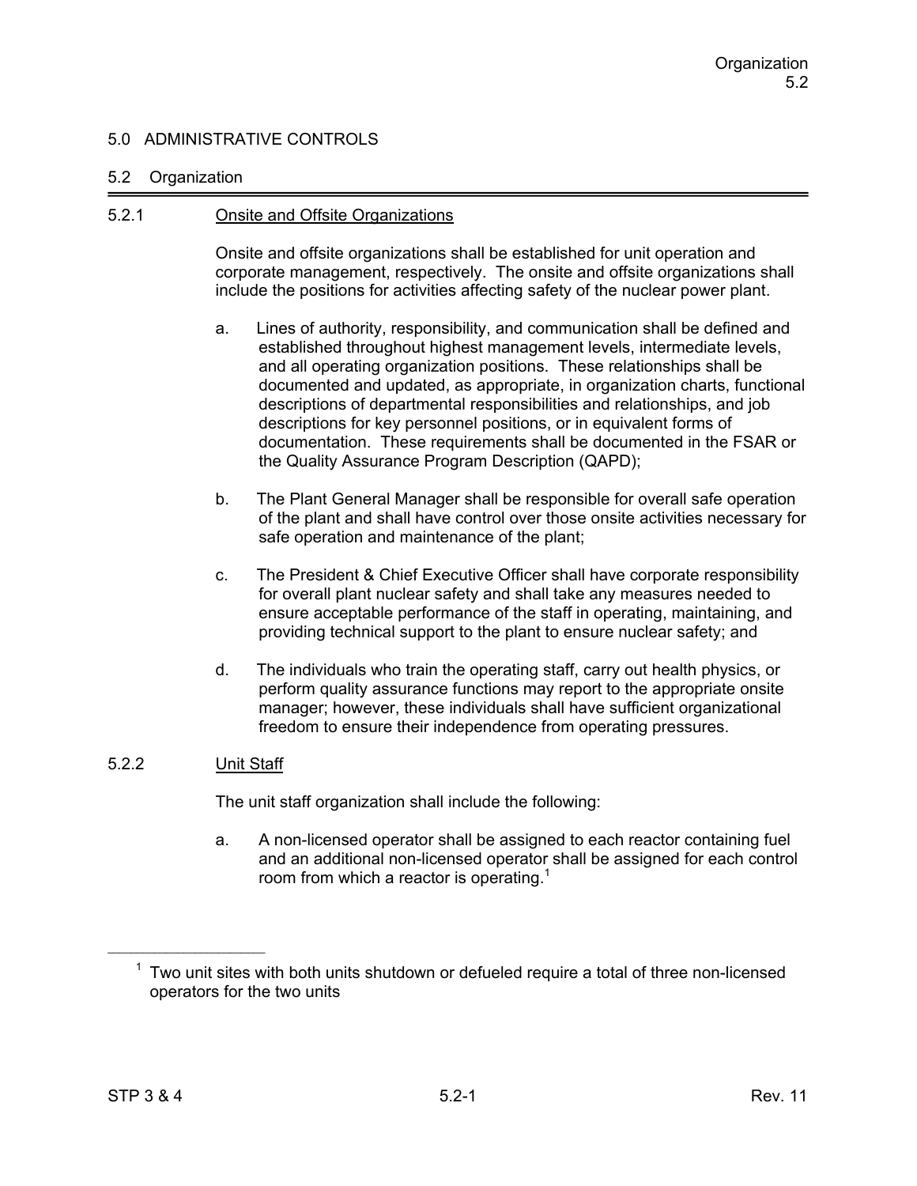# 5.0 ADMINISTRATIVE CONTROLS

## 5.2 Organization

### 5.2.1 Onsite and Offsite Organizations

Onsite and offsite organizations shall be established for unit operation and corporate management, respectively. The onsite and offsite organizations shall include the positions for activities affecting safety of the nuclear power plant.

a. Lines of authority, responsibility, and communication shall be defined and established throughout highest management levels, intermediate levels, and all operating organization positions. These relationships shall be documented and updated, as appropriate, in organization charts, functional descriptions of departmental responsibilities and relationships, and job descriptions for key personnel positions, or in equivalent forms of documentation. These requirements shall be documented in the FSAR or the Quality Assurance Program Description (QAPD);

b. The Plant General Manager shall be responsible for overall safe operation of the plant and shall have control over those onsite activities necessary for safe operation and maintenance of the plant;

c. The President & Chief Executive Officer shall have corporate responsibility for overall plant nuclear safety and shall take any measures needed to ensure acceptable performance of the staff in operating, maintaining, and providing technical support to the plant to ensure nuclear safety; and

d. The individuals who train the operating staff, carry out health physics, or perform quality assurance functions may report to the appropriate onsite manager; however, these individuals shall have sufficient organizational freedom to ensure their independence from operating pressures.

### 5.2.2 Unit Staff

The unit staff organization shall include the following:

a. A non-licensed operator shall be assigned to each reactor containing fuel and an additional non-licensed operator shall be assigned for each control room from which a reactor is operating.[1]

---

[1] Two unit sites with both units shutdown or defueled require a total of three non-licensed operators for the two units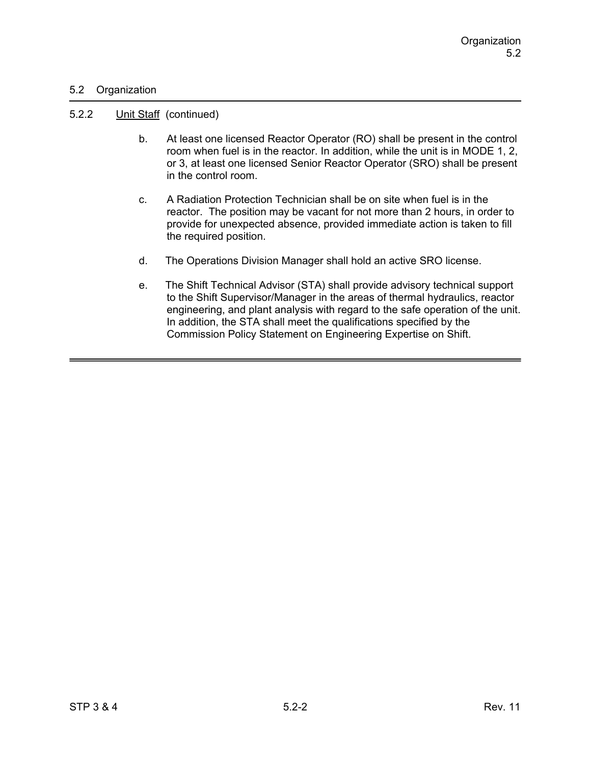## 5.2 Organization

### 5.2.2 Unit Staff (continued)

b. At least one licensed Reactor Operator (RO) shall be present in the control room when fuel is in the reactor. In addition, while the unit is in MODE 1, 2, or 3, at least one licensed Senior Reactor Operator (SRO) shall be present in the control room.

c. A Radiation Protection Technician shall be on site when fuel is in the reactor. The position may be vacant for not more than 2 hours, in order to provide for unexpected absence, provided immediate action is taken to fill the required position.

d. The Operations Division Manager shall hold an active SRO license.

e. The Shift Technical Advisor (STA) shall provide advisory technical support to the Shift Supervisor/Manager in the areas of thermal hydraulics, reactor engineering, and plant analysis with regard to the safe operation of the unit. In addition, the STA shall meet the qualifications specified by the Commission Policy Statement on Engineering Expertise on Shift.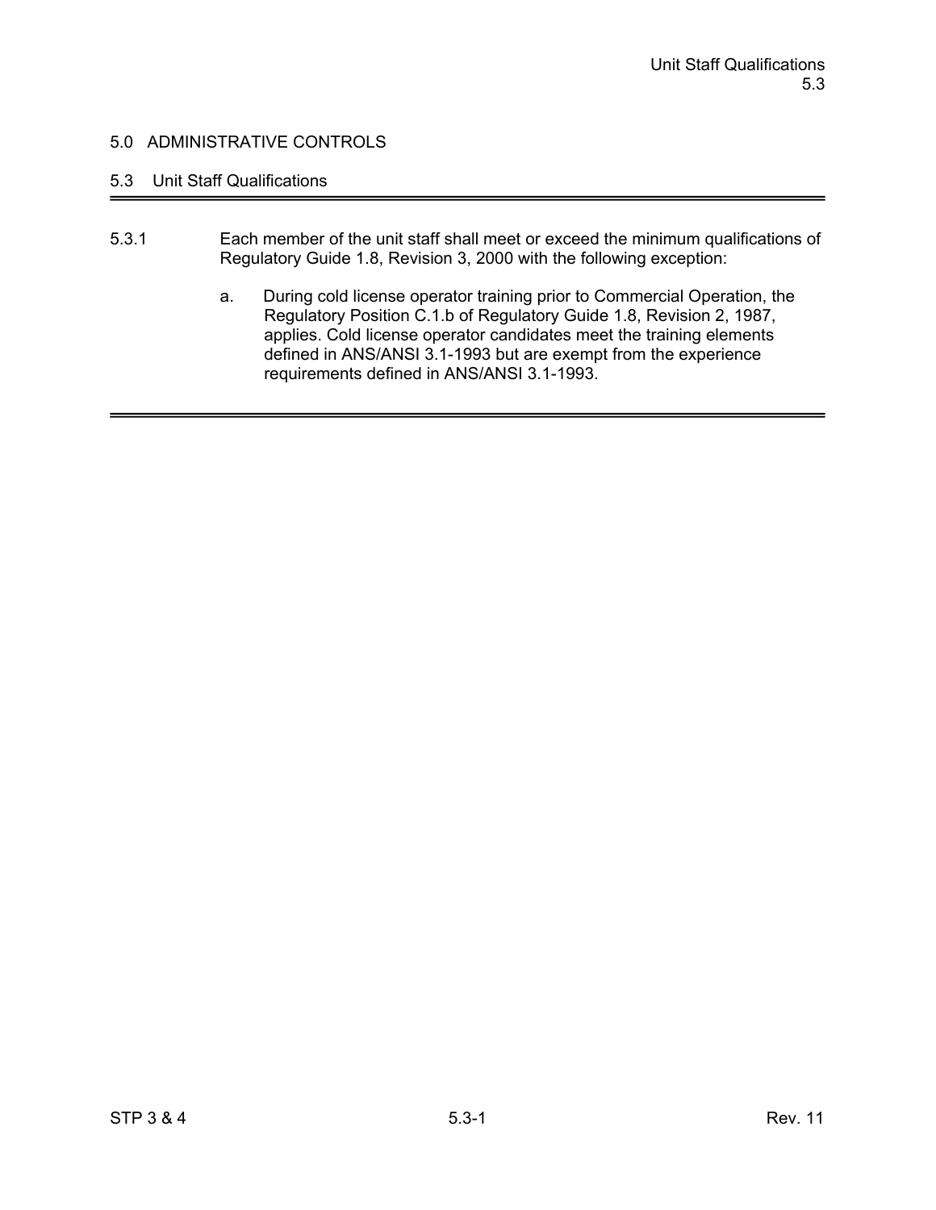# 5.0 ADMINISTRATIVE CONTROLS

## 5.3 Unit Staff Qualifications

5.3.1 Each member of the unit staff shall meet or exceed the minimum qualifications of Regulatory Guide 1.8, Revision 3, 2000 with the following exception:

a. During cold license operator training prior to Commercial Operation, the Regulatory Position C.1.b of Regulatory Guide 1.8, Revision 2, 1987, applies. Cold license operator candidates meet the training elements defined in ANS/ANSI 3.1-1993 but are exempt from the experience requirements defined in ANS/ANSI 3.1-1993.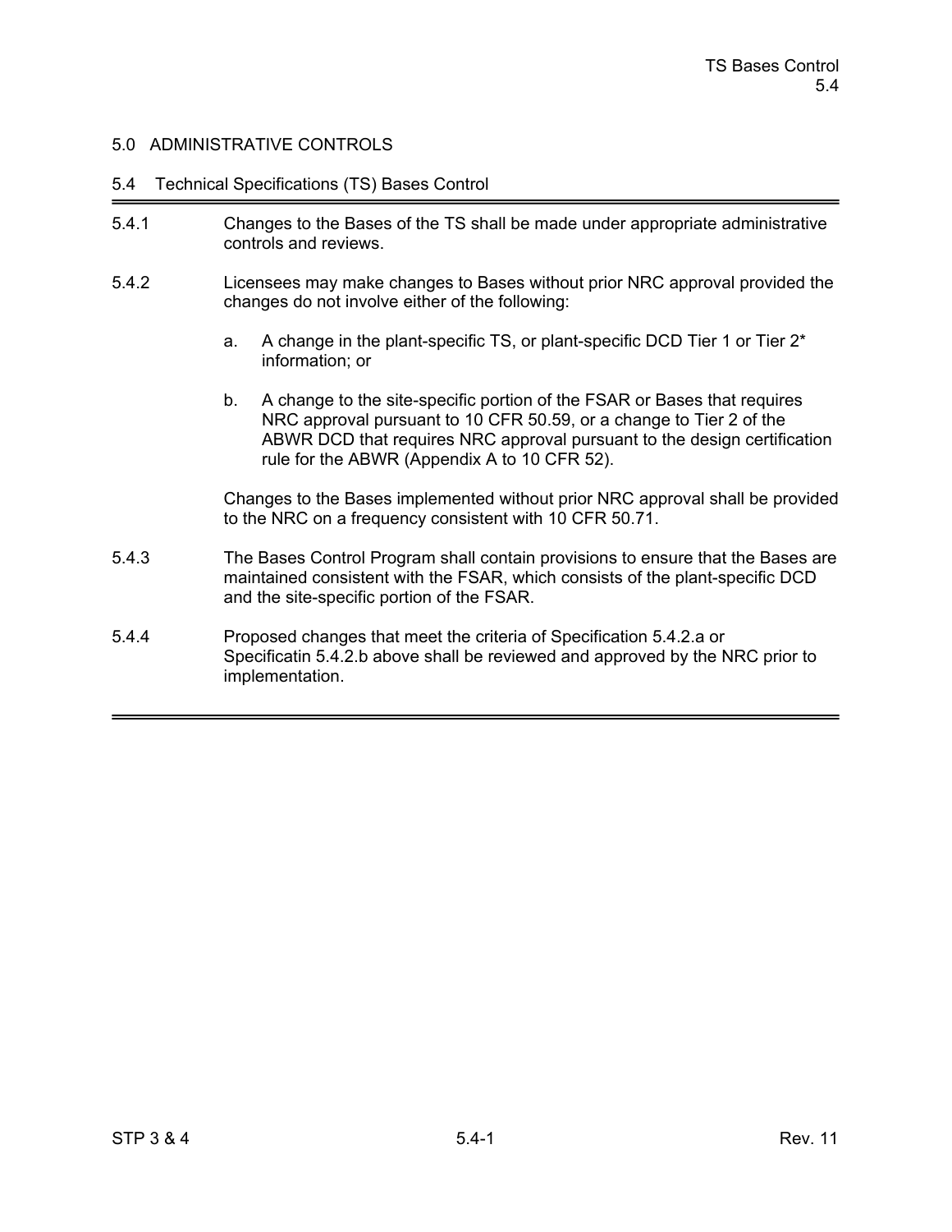## 5.0 ADMINISTRATIVE CONTROLS

### 5.4 Technical Specifications (TS) Bases Control

5.4.1 Changes to the Bases of the TS shall be made under appropriate administrative controls and reviews.

5.4.2 Licensees may make changes to Bases without prior NRC approval provided the changes do not involve either of the following:

a. A change in the plant-specific TS, or plant-specific DCD Tier 1 or Tier 2* information; or

b. A change to the site-specific portion of the FSAR or Bases that requires NRC approval pursuant to 10 CFR 50.59, or a change to Tier 2 of the ABWR DCD that requires NRC approval pursuant to the design certification rule for the ABWR (Appendix A to 10 CFR 52).

Changes to the Bases implemented without prior NRC approval shall be provided to the NRC on a frequency consistent with 10 CFR 50.71.

5.4.3 The Bases Control Program shall contain provisions to ensure that the Bases are maintained consistent with the FSAR, which consists of the plant-specific DCD and the site-specific portion of the FSAR.

5.4.4 Proposed changes that meet the criteria of Specification 5.4.2.a or Specificatin 5.4.2.b above shall be reviewed and approved by the NRC prior to implementation.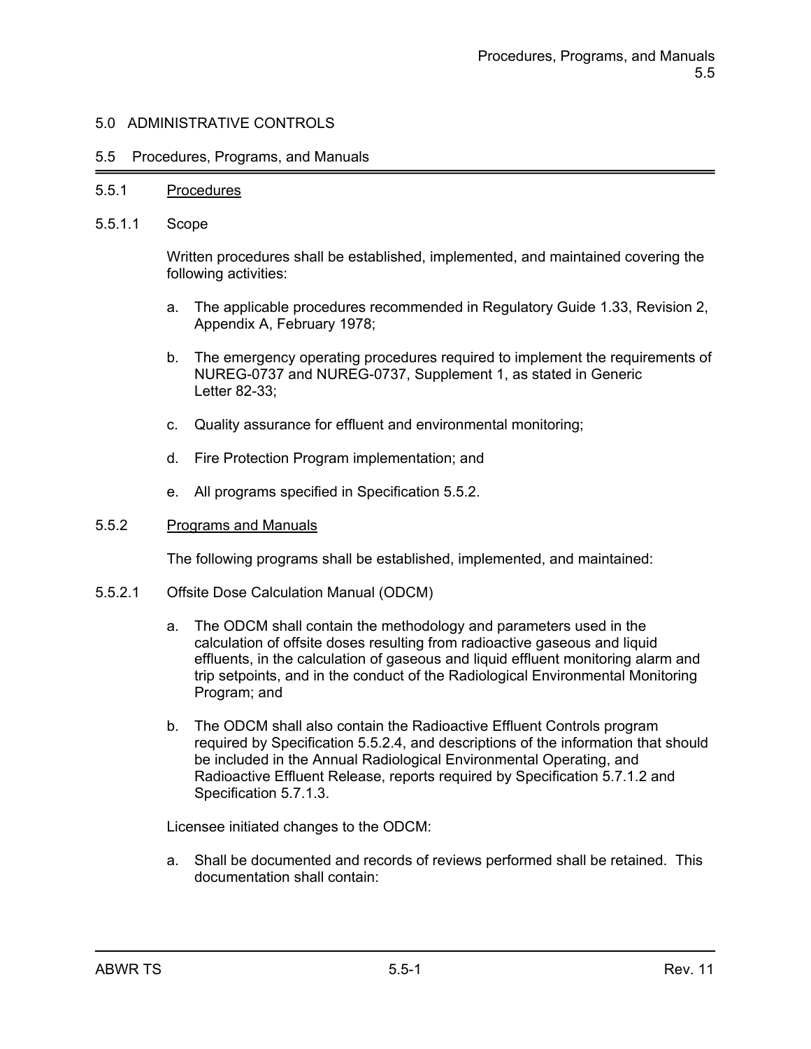# 5.0 ADMINISTRATIVE CONTROLS

## 5.5 Procedures, Programs, and Manuals

### 5.5.1 Procedures

#### 5.5.1.1 Scope

Written procedures shall be established, implemented, and maintained covering the following activities:

a. The applicable procedures recommended in Regulatory Guide 1.33, Revision 2, Appendix A, February 1978;

b. The emergency operating procedures required to implement the requirements of NUREG-0737 and NUREG-0737, Supplement 1, as stated in Generic Letter 82-33;

c. Quality assurance for effluent and environmental monitoring;

d. Fire Protection Program implementation; and

e. All programs specified in Specification 5.5.2.

### 5.5.2 Programs and Manuals

The following programs shall be established, implemented, and maintained:

#### 5.5.2.1 Offsite Dose Calculation Manual (ODCM)

a. The ODCM shall contain the methodology and parameters used in the calculation of offsite doses resulting from radioactive gaseous and liquid effluents, in the calculation of gaseous and liquid effluent monitoring alarm and trip setpoints, and in the conduct of the Radiological Environmental Monitoring Program; and

b. The ODCM shall also contain the Radioactive Effluent Controls program required by Specification 5.5.2.4, and descriptions of the information that should be included in the Annual Radiological Environmental Operating, and Radioactive Effluent Release, reports required by Specification 5.7.1.2 and Specification 5.7.1.3.

Licensee initiated changes to the ODCM:

a. Shall be documented and records of reviews performed shall be retained. This documentation shall contain: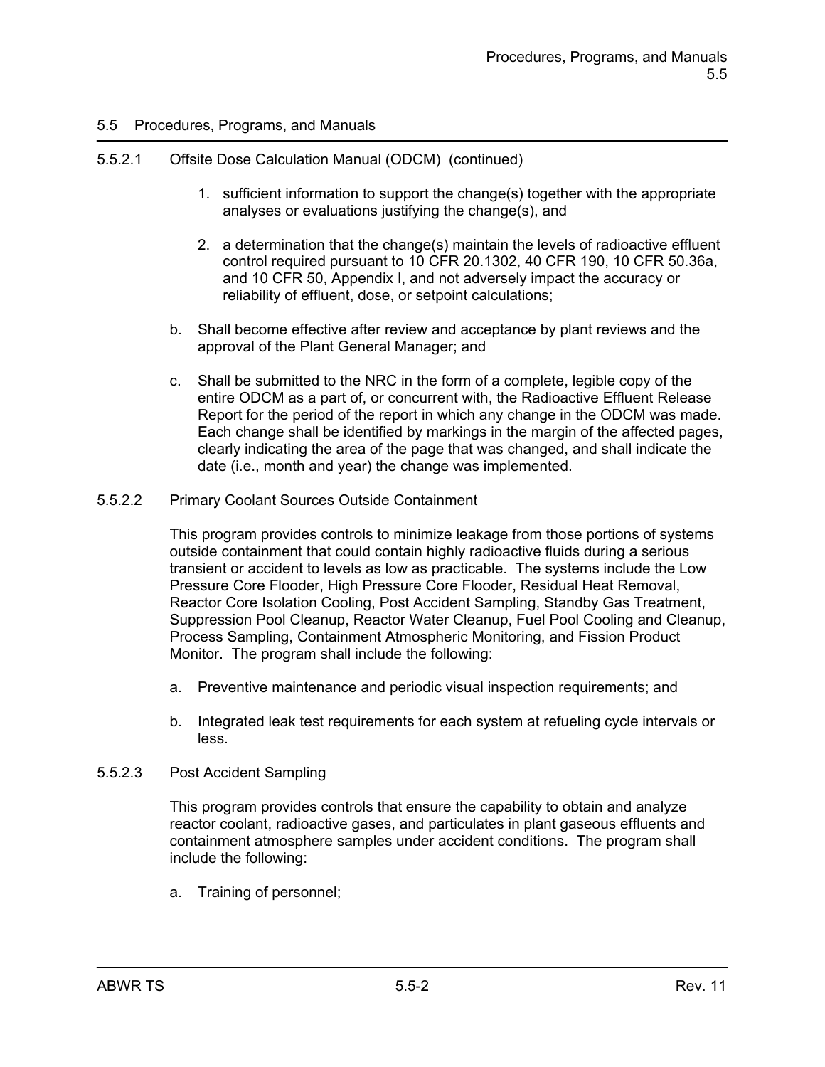## 5.5 Procedures, Programs, and Manuals

5.5.2.1 Offsite Dose Calculation Manual (ODCM) (continued)

1. sufficient information to support the change(s) together with the appropriate analyses or evaluations justifying the change(s), and

2. a determination that the change(s) maintain the levels of radioactive effluent control required pursuant to 10 CFR 20.1302, 40 CFR 190, 10 CFR 50.36a, and 10 CFR 50, Appendix I, and not adversely impact the accuracy or reliability of effluent, dose, or setpoint calculations;

b. Shall become effective after review and acceptance by plant reviews and the approval of the Plant General Manager; and

c. Shall be submitted to the NRC in the form of a complete, legible copy of the entire ODCM as a part of, or concurrent with, the Radioactive Effluent Release Report for the period of the report in which any change in the ODCM was made. Each change shall be identified by markings in the margin of the affected pages, clearly indicating the area of the page that was changed, and shall indicate the date (i.e., month and year) the change was implemented.

5.5.2.2 Primary Coolant Sources Outside Containment

This program provides controls to minimize leakage from those portions of systems outside containment that could contain highly radioactive fluids during a serious transient or accident to levels as low as practicable. The systems include the Low Pressure Core Flooder, High Pressure Core Flooder, Residual Heat Removal, Reactor Core Isolation Cooling, Post Accident Sampling, Standby Gas Treatment, Suppression Pool Cleanup, Reactor Water Cleanup, Fuel Pool Cooling and Cleanup, Process Sampling, Containment Atmospheric Monitoring, and Fission Product Monitor. The program shall include the following:

a. Preventive maintenance and periodic visual inspection requirements; and

b. Integrated leak test requirements for each system at refueling cycle intervals or less.

5.5.2.3 Post Accident Sampling

This program provides controls that ensure the capability to obtain and analyze reactor coolant, radioactive gases, and particulates in plant gaseous effluents and containment atmosphere samples under accident conditions. The program shall include the following:

a. Training of personnel;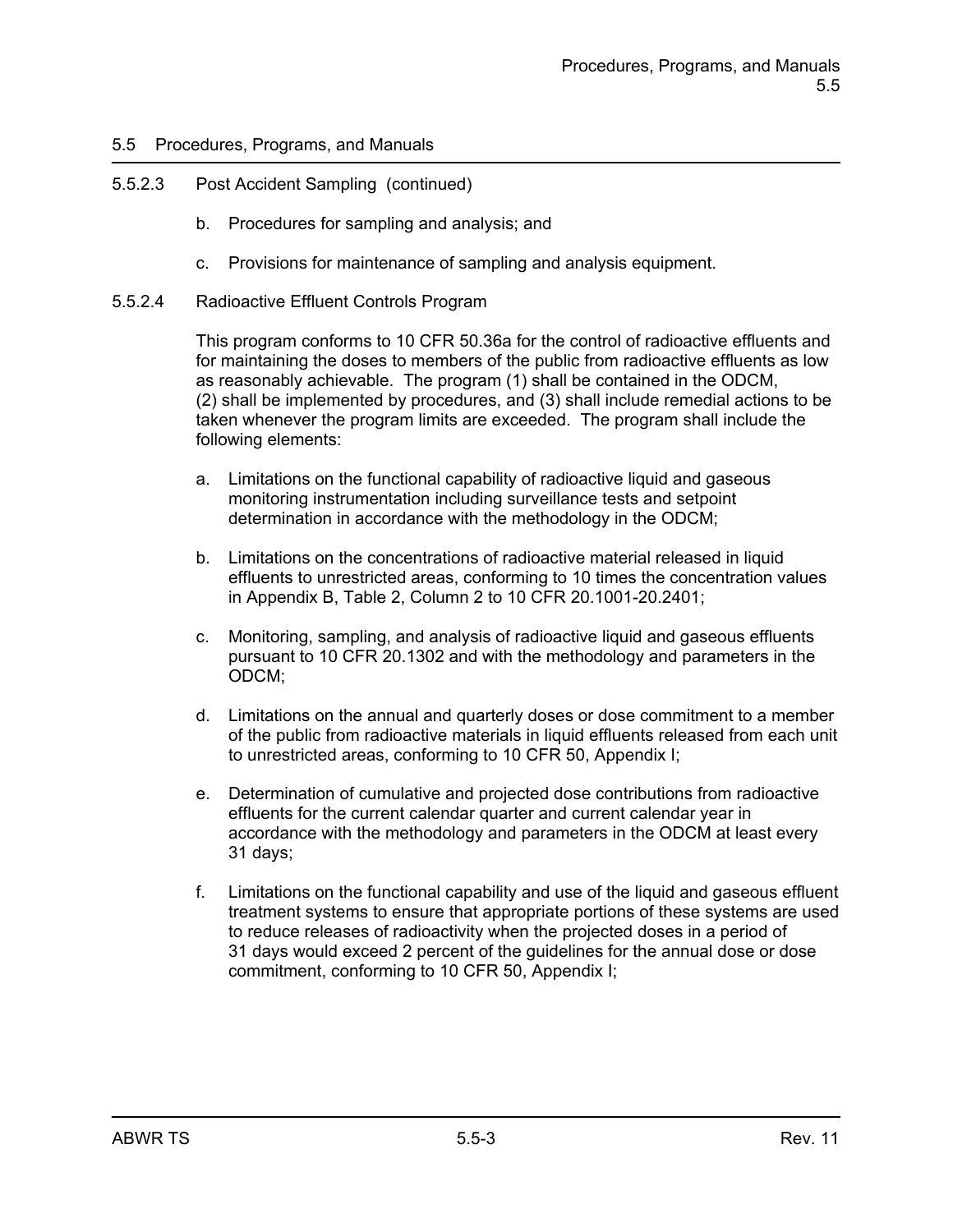## 5.5 Procedures, Programs, and Manuals

5.5.2.3 Post Accident Sampling (continued)

b. Procedures for sampling and analysis; and

c. Provisions for maintenance of sampling and analysis equipment.

5.5.2.4 Radioactive Effluent Controls Program

This program conforms to 10 CFR 50.36a for the control of radioactive effluents and for maintaining the doses to members of the public from radioactive effluents as low as reasonably achievable. The program (1) shall be contained in the ODCM, (2) shall be implemented by procedures, and (3) shall include remedial actions to be taken whenever the program limits are exceeded. The program shall include the following elements:

a. Limitations on the functional capability of radioactive liquid and gaseous monitoring instrumentation including surveillance tests and setpoint determination in accordance with the methodology in the ODCM;

b. Limitations on the concentrations of radioactive material released in liquid effluents to unrestricted areas, conforming to 10 times the concentration values in Appendix B, Table 2, Column 2 to 10 CFR 20.1001-20.2401;

c. Monitoring, sampling, and analysis of radioactive liquid and gaseous effluents pursuant to 10 CFR 20.1302 and with the methodology and parameters in the ODCM;

d. Limitations on the annual and quarterly doses or dose commitment to a member of the public from radioactive materials in liquid effluents released from each unit to unrestricted areas, conforming to 10 CFR 50, Appendix I;

e. Determination of cumulative and projected dose contributions from radioactive effluents for the current calendar quarter and current calendar year in accordance with the methodology and parameters in the ODCM at least every 31 days;

f. Limitations on the functional capability and use of the liquid and gaseous effluent treatment systems to ensure that appropriate portions of these systems are used to reduce releases of radioactivity when the projected doses in a period of 31 days would exceed 2 percent of the guidelines for the annual dose or dose commitment, conforming to 10 CFR 50, Appendix I;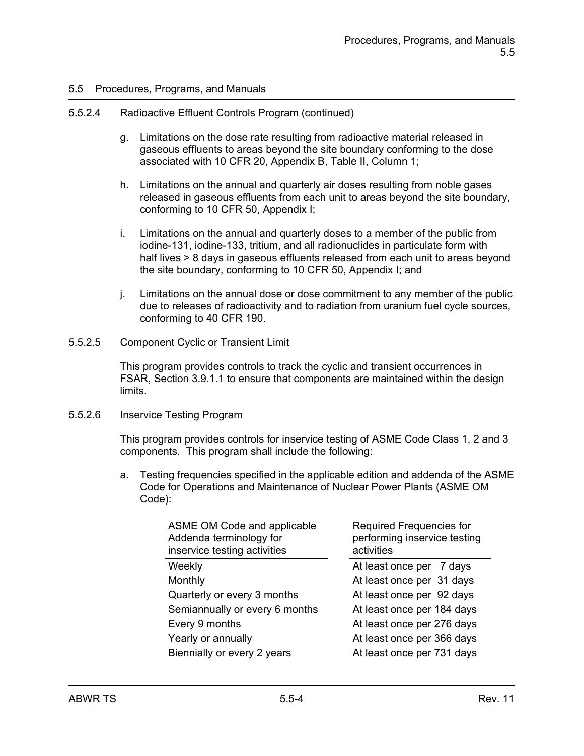## 5.5 Procedures, Programs, and Manuals

### 5.5.2.4 Radioactive Effluent Controls Program (continued)

g. Limitations on the dose rate resulting from radioactive material released in gaseous effluents to areas beyond the site boundary conforming to the dose associated with 10 CFR 20, Appendix B, Table II, Column 1;

h. Limitations on the annual and quarterly air doses resulting from noble gases released in gaseous effluents from each unit to areas beyond the site boundary, conforming to 10 CFR 50, Appendix I;

i. Limitations on the annual and quarterly doses to a member of the public from iodine-131, iodine-133, tritium, and all radionuclides in particulate form with half lives > 8 days in gaseous effluents released from each unit to areas beyond the site boundary, conforming to 10 CFR 50, Appendix I; and

j. Limitations on the annual dose or dose commitment to any member of the public due to releases of radioactivity and to radiation from uranium fuel cycle sources, conforming to 40 CFR 190.

### 5.5.2.5 Component Cyclic or Transient Limit

This program provides controls to track the cyclic and transient occurrences in FSAR, Section 3.9.1.1 to ensure that components are maintained within the design limits.

### 5.5.2.6 Inservice Testing Program

This program provides controls for inservice testing of ASME Code Class 1, 2 and 3 components. This program shall include the following:

a. Testing frequencies specified in the applicable edition and addenda of the ASME Code for Operations and Maintenance of Nuclear Power Plants (ASME OM Code):

| ASME OM Code and applicable Addenda terminology for inservice testing activities | Required Frequencies for performing inservice testing activities |
|---|---|
| Weekly | At least once per 7 days |
| Monthly | At least once per 31 days |
| Quarterly or every 3 months | At least once per 92 days |
| Semiannually or every 6 months | At least once per 184 days |
| Every 9 months | At least once per 276 days |
| Yearly or annually | At least once per 366 days |
| Biennially or every 2 years | At least once per 731 days |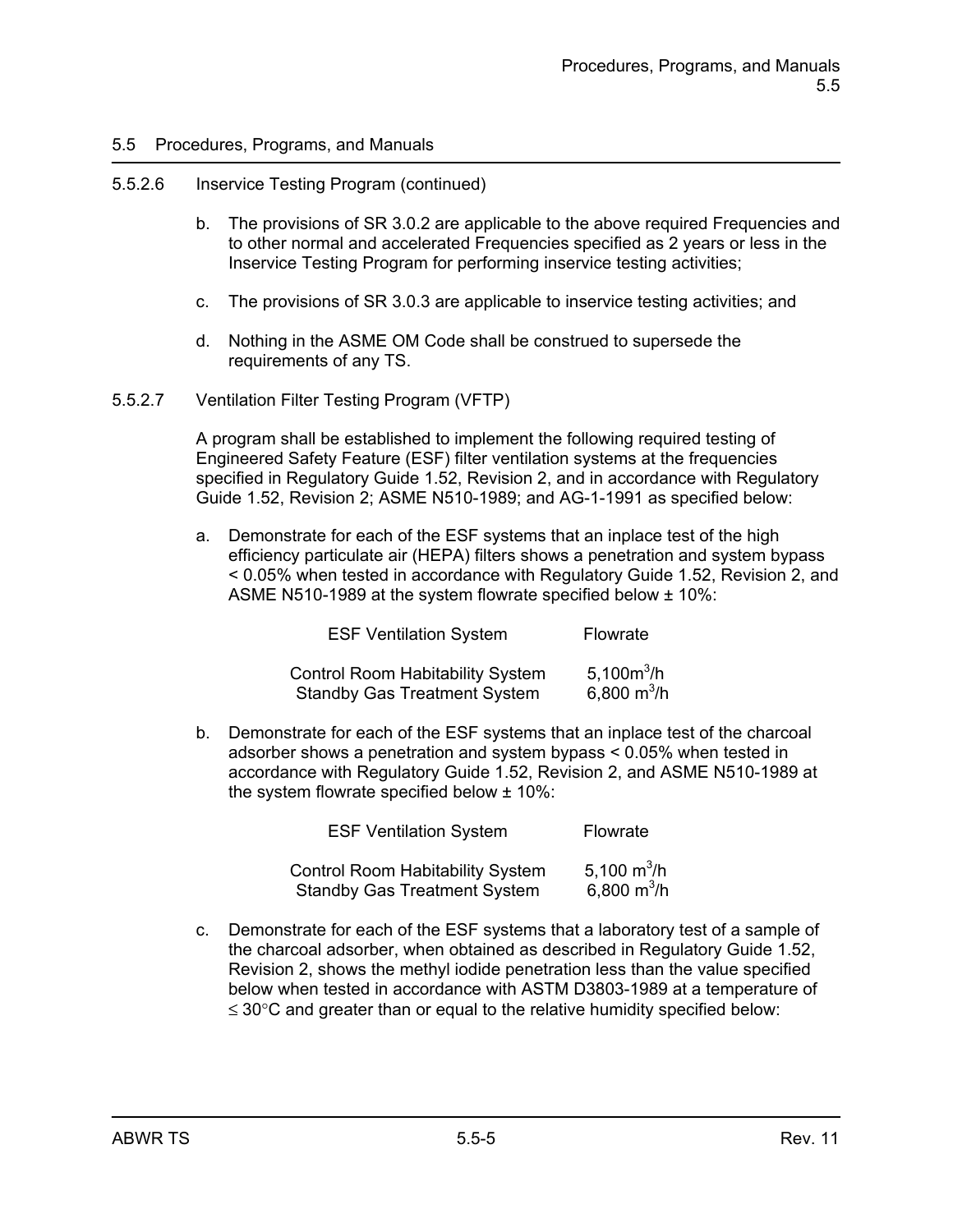## 5.5 Procedures, Programs, and Manuals

5.5.2.6 Inservice Testing Program (continued)

b. The provisions of SR 3.0.2 are applicable to the above required Frequencies and to other normal and accelerated Frequencies specified as 2 years or less in the Inservice Testing Program for performing inservice testing activities;

c. The provisions of SR 3.0.3 are applicable to inservice testing activities; and

d. Nothing in the ASME OM Code shall be construed to supersede the requirements of any TS.

5.5.2.7 Ventilation Filter Testing Program (VFTP)

A program shall be established to implement the following required testing of Engineered Safety Feature (ESF) filter ventilation systems at the frequencies specified in Regulatory Guide 1.52, Revision 2, and in accordance with Regulatory Guide 1.52, Revision 2; ASME N510-1989; and AG-1-1991 as specified below:

a. Demonstrate for each of the ESF systems that an inplace test of the high efficiency particulate air (HEPA) filters shows a penetration and system bypass < 0.05% when tested in accordance with Regulatory Guide 1.52, Revision 2, and ASME N510-1989 at the system flowrate specified below ± 10%:

| ESF Ventilation System | Flowrate |
|---|---|
| Control Room Habitability System | 5,100$m^3$/h |
| Standby Gas Treatment System | 6,800 $m^3$/h |

b. Demonstrate for each of the ESF systems that an inplace test of the charcoal adsorber shows a penetration and system bypass < 0.05% when tested in accordance with Regulatory Guide 1.52, Revision 2, and ASME N510-1989 at the system flowrate specified below ± 10%:

| ESF Ventilation System | Flowrate |
|---|---|
| Control Room Habitability System | 5,100 $m^3$/h |
| Standby Gas Treatment System | 6,800 $m^3$/h |

c. Demonstrate for each of the ESF systems that a laboratory test of a sample of the charcoal adsorber, when obtained as described in Regulatory Guide 1.52, Revision 2, shows the methyl iodide penetration less than the value specified below when tested in accordance with ASTM D3803-1989 at a temperature of $\leq 30°C$ and greater than or equal to the relative humidity specified below: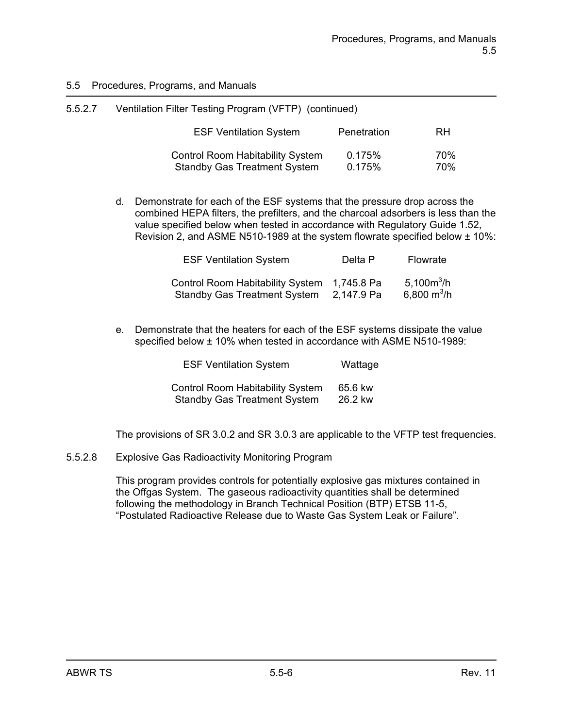## 5.5 Procedures, Programs, and Manuals

5.5.2.7 Ventilation Filter Testing Program (VFTP) (continued)

| ESF Ventilation System | Penetration | RH |
|---|---|---|
| Control Room Habitability System | 0.175% | 70% |
| Standby Gas Treatment System | 0.175% | 70% |

d. Demonstrate for each of the ESF systems that the pressure drop across the combined HEPA filters, the prefilters, and the charcoal adsorbers is less than the value specified below when tested in accordance with Regulatory Guide 1.52, Revision 2, and ASME N510-1989 at the system flowrate specified below ± 10%:

| ESF Ventilation System | Delta P | Flowrate |
|---|---|---|
| Control Room Habitability System | 1,745.8 Pa | 5,100$m^3$/h |
| Standby Gas Treatment System | 2,147.9 Pa | 6,800 $m^3$/h |

e. Demonstrate that the heaters for each of the ESF systems dissipate the value specified below ± 10% when tested in accordance with ASME N510-1989:

| ESF Ventilation System | Wattage |
|---|---|
| Control Room Habitability System | 65.6 kw |
| Standby Gas Treatment System | 26.2 kw |

The provisions of SR 3.0.2 and SR 3.0.3 are applicable to the VFTP test frequencies.

5.5.2.8 Explosive Gas Radioactivity Monitoring Program

This program provides controls for potentially explosive gas mixtures contained in the Offgas System. The gaseous radioactivity quantities shall be determined following the methodology in Branch Technical Position (BTP) ETSB 11-5, "Postulated Radioactive Release due to Waste Gas System Leak or Failure".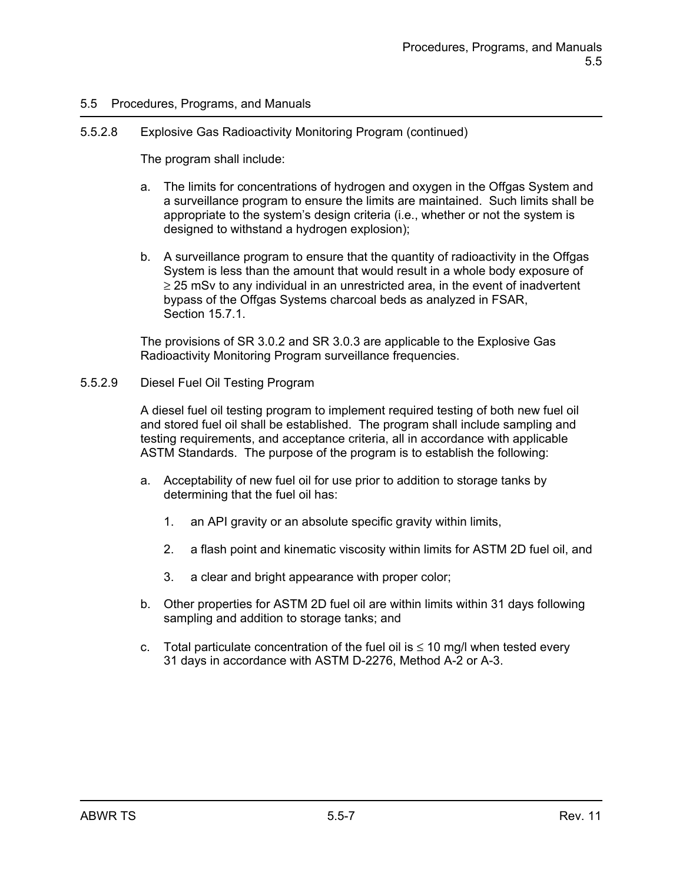## 5.5 Procedures, Programs, and Manuals

### 5.5.2.8 Explosive Gas Radioactivity Monitoring Program (continued)

The program shall include:

a. The limits for concentrations of hydrogen and oxygen in the Offgas System and a surveillance program to ensure the limits are maintained. Such limits shall be appropriate to the system's design criteria (i.e., whether or not the system is designed to withstand a hydrogen explosion);

b. A surveillance program to ensure that the quantity of radioactivity in the Offgas System is less than the amount that would result in a whole body exposure of $\geq$ 25 mSv to any individual in an unrestricted area, in the event of inadvertent bypass of the Offgas Systems charcoal beds as analyzed in FSAR, Section 15.7.1.

The provisions of SR 3.0.2 and SR 3.0.3 are applicable to the Explosive Gas Radioactivity Monitoring Program surveillance frequencies.

### 5.5.2.9 Diesel Fuel Oil Testing Program

A diesel fuel oil testing program to implement required testing of both new fuel oil and stored fuel oil shall be established. The program shall include sampling and testing requirements, and acceptance criteria, all in accordance with applicable ASTM Standards. The purpose of the program is to establish the following:

a. Acceptability of new fuel oil for use prior to addition to storage tanks by determining that the fuel oil has:

   1. an API gravity or an absolute specific gravity within limits,

   2. a flash point and kinematic viscosity within limits for ASTM 2D fuel oil, and

   3. a clear and bright appearance with proper color;

b. Other properties for ASTM 2D fuel oil are within limits within 31 days following sampling and addition to storage tanks; and

c. Total particulate concentration of the fuel oil is $\leq$ 10 mg/l when tested every 31 days in accordance with ASTM D-2276, Method A-2 or A-3.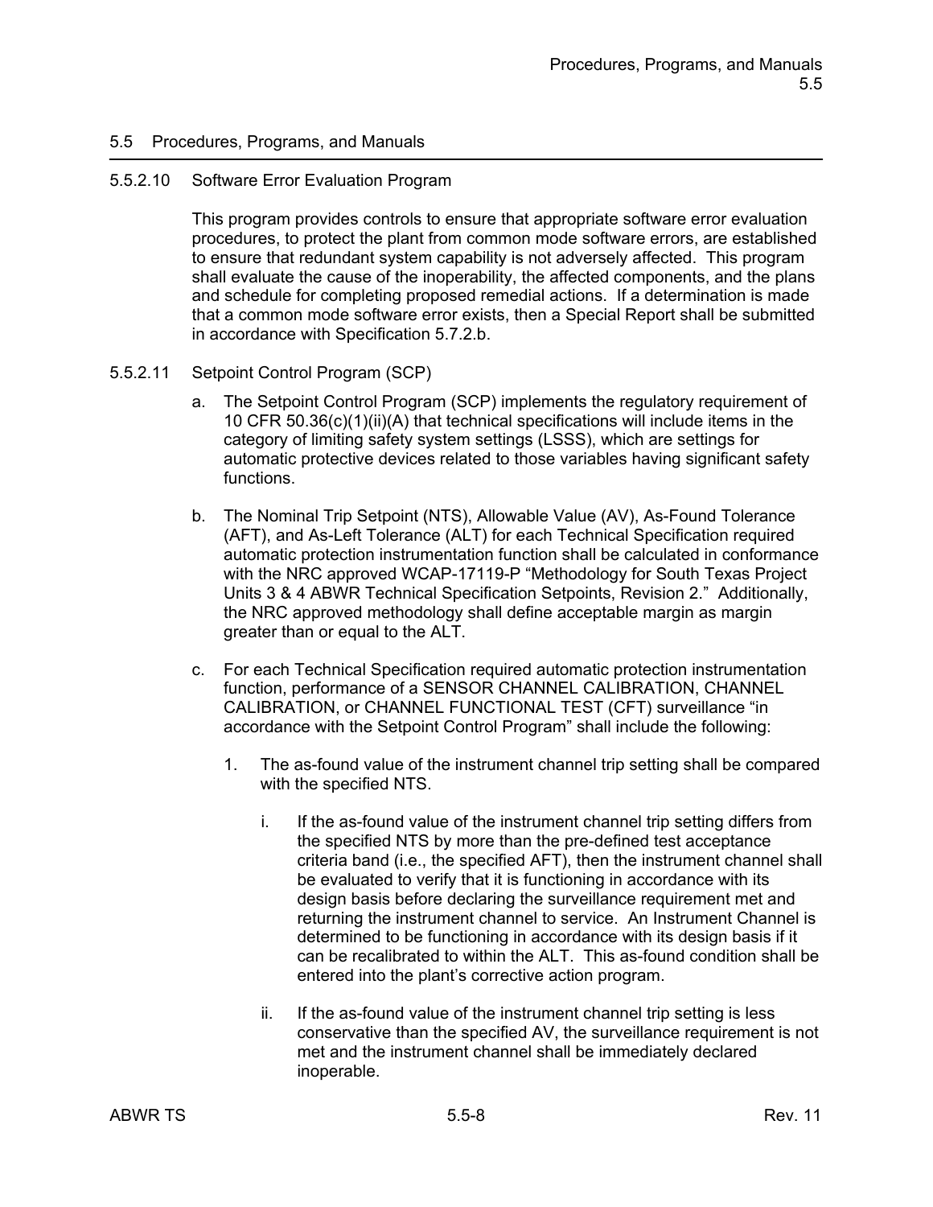## 5.5 Procedures, Programs, and Manuals

### 5.5.2.10 Software Error Evaluation Program

This program provides controls to ensure that appropriate software error evaluation procedures, to protect the plant from common mode software errors, are established to ensure that redundant system capability is not adversely affected. This program shall evaluate the cause of the inoperability, the affected components, and the plans and schedule for completing proposed remedial actions. If a determination is made that a common mode software error exists, then a Special Report shall be submitted in accordance with Specification 5.7.2.b.

### 5.5.2.11 Setpoint Control Program (SCP)

a. The Setpoint Control Program (SCP) implements the regulatory requirement of 10 CFR 50.36(c)(1)(ii)(A) that technical specifications will include items in the category of limiting safety system settings (LSSS), which are settings for automatic protective devices related to those variables having significant safety functions.

b. The Nominal Trip Setpoint (NTS), Allowable Value (AV), As-Found Tolerance (AFT), and As-Left Tolerance (ALT) for each Technical Specification required automatic protection instrumentation function shall be calculated in conformance with the NRC approved WCAP-17119-P "Methodology for South Texas Project Units 3 & 4 ABWR Technical Specification Setpoints, Revision 2." Additionally, the NRC approved methodology shall define acceptable margin as margin greater than or equal to the ALT.

c. For each Technical Specification required automatic protection instrumentation function, performance of a SENSOR CHANNEL CALIBRATION, CHANNEL CALIBRATION, or CHANNEL FUNCTIONAL TEST (CFT) surveillance "in accordance with the Setpoint Control Program" shall include the following:

   1. The as-found value of the instrument channel trip setting shall be compared with the specified NTS.

      i. If the as-found value of the instrument channel trip setting differs from the specified NTS by more than the pre-defined test acceptance criteria band (i.e., the specified AFT), then the instrument channel shall be evaluated to verify that it is functioning in accordance with its design basis before declaring the surveillance requirement met and returning the instrument channel to service. An Instrument Channel is determined to be functioning in accordance with its design basis if it can be recalibrated to within the ALT. This as-found condition shall be entered into the plant's corrective action program.

      ii. If the as-found value of the instrument channel trip setting is less conservative than the specified AV, the surveillance requirement is not met and the instrument channel shall be immediately declared inoperable.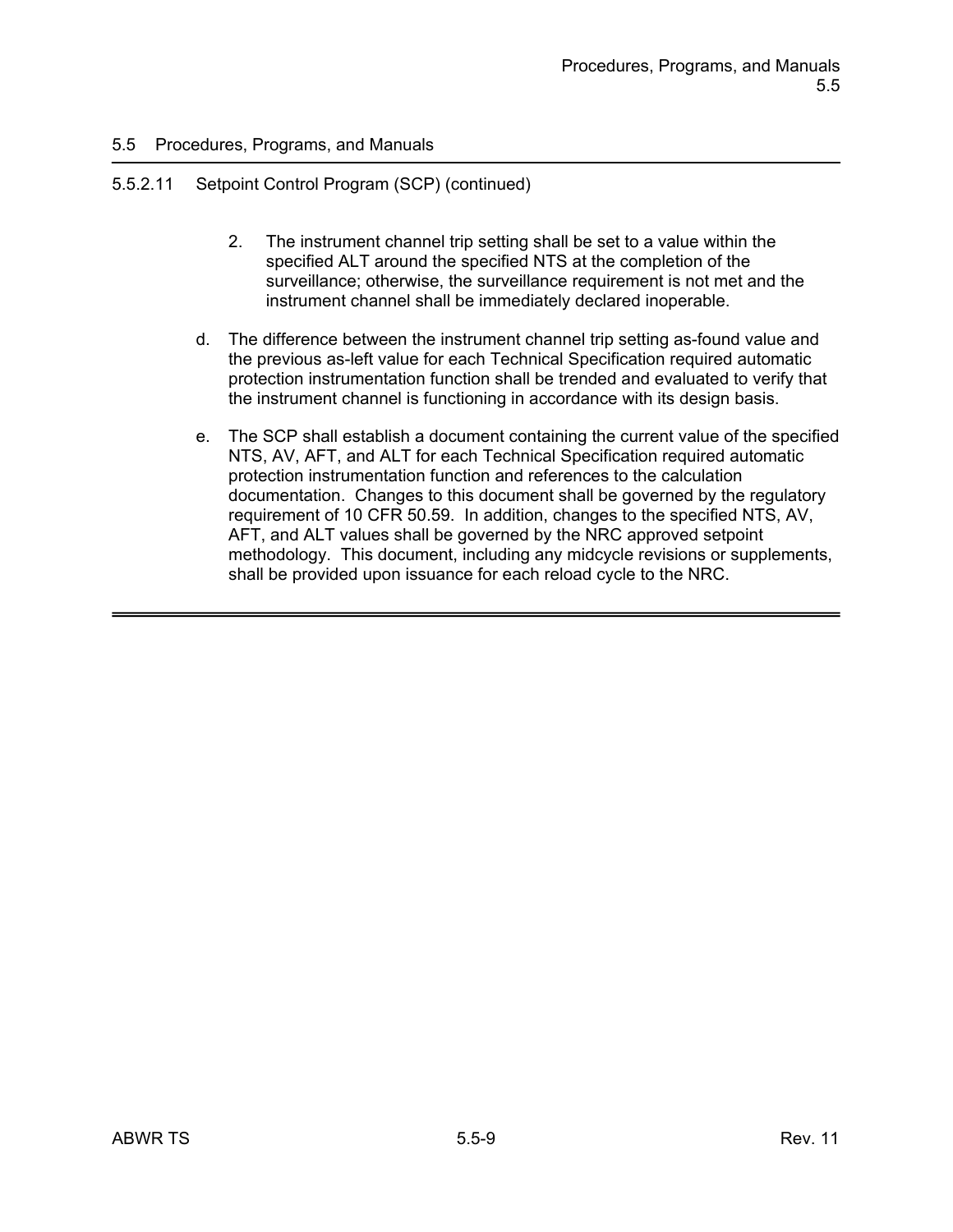## 5.5 Procedures, Programs, and Manuals

### 5.5.2.11 Setpoint Control Program (SCP) (continued)

2. The instrument channel trip setting shall be set to a value within the specified ALT around the specified NTS at the completion of the surveillance; otherwise, the surveillance requirement is not met and the instrument channel shall be immediately declared inoperable.

d. The difference between the instrument channel trip setting as-found value and the previous as-left value for each Technical Specification required automatic protection instrumentation function shall be trended and evaluated to verify that the instrument channel is functioning in accordance with its design basis.

e. The SCP shall establish a document containing the current value of the specified NTS, AV, AFT, and ALT for each Technical Specification required automatic protection instrumentation function and references to the calculation documentation. Changes to this document shall be governed by the regulatory requirement of 10 CFR 50.59. In addition, changes to the specified NTS, AV, AFT, and ALT values shall be governed by the NRC approved setpoint methodology. This document, including any midcycle revisions or supplements, shall be provided upon issuance for each reload cycle to the NRC.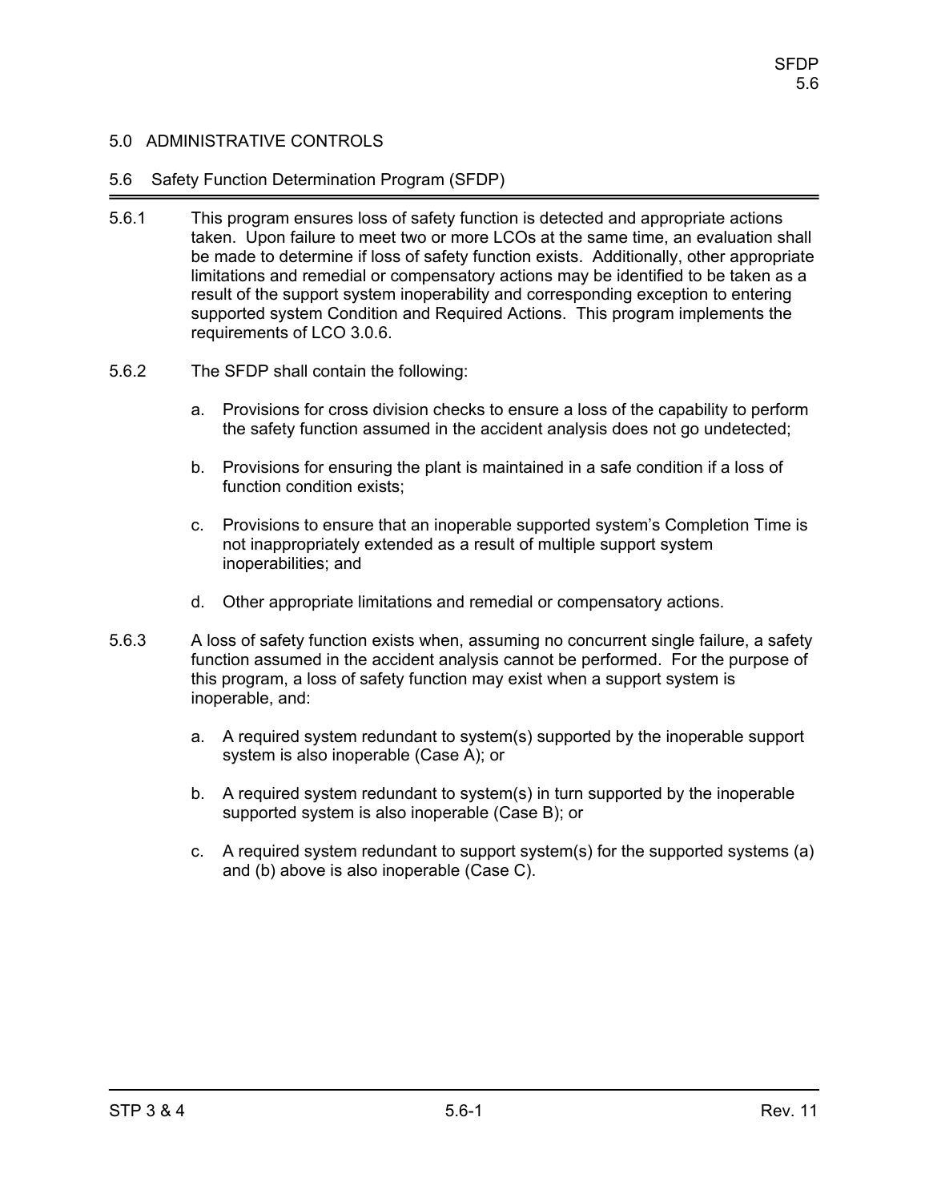# 5.0 ADMINISTRATIVE CONTROLS

## 5.6 Safety Function Determination Program (SFDP)

5.6.1 This program ensures loss of safety function is detected and appropriate actions taken. Upon failure to meet two or more LCOs at the same time, an evaluation shall be made to determine if loss of safety function exists. Additionally, other appropriate limitations and remedial or compensatory actions may be identified to be taken as a result of the support system inoperability and corresponding exception to entering supported system Condition and Required Actions. This program implements the requirements of LCO 3.0.6.

5.6.2 The SFDP shall contain the following:

a. Provisions for cross division checks to ensure a loss of the capability to perform the safety function assumed in the accident analysis does not go undetected;

b. Provisions for ensuring the plant is maintained in a safe condition if a loss of function condition exists;

c. Provisions to ensure that an inoperable supported system's Completion Time is not inappropriately extended as a result of multiple support system inoperabilities; and

d. Other appropriate limitations and remedial or compensatory actions.

5.6.3 A loss of safety function exists when, assuming no concurrent single failure, a safety function assumed in the accident analysis cannot be performed. For the purpose of this program, a loss of safety function may exist when a support system is inoperable, and:

a. A required system redundant to system(s) supported by the inoperable support system is also inoperable (Case A); or

b. A required system redundant to system(s) in turn supported by the inoperable supported system is also inoperable (Case B); or

c. A required system redundant to support system(s) for the supported systems (a) and (b) above is also inoperable (Case C).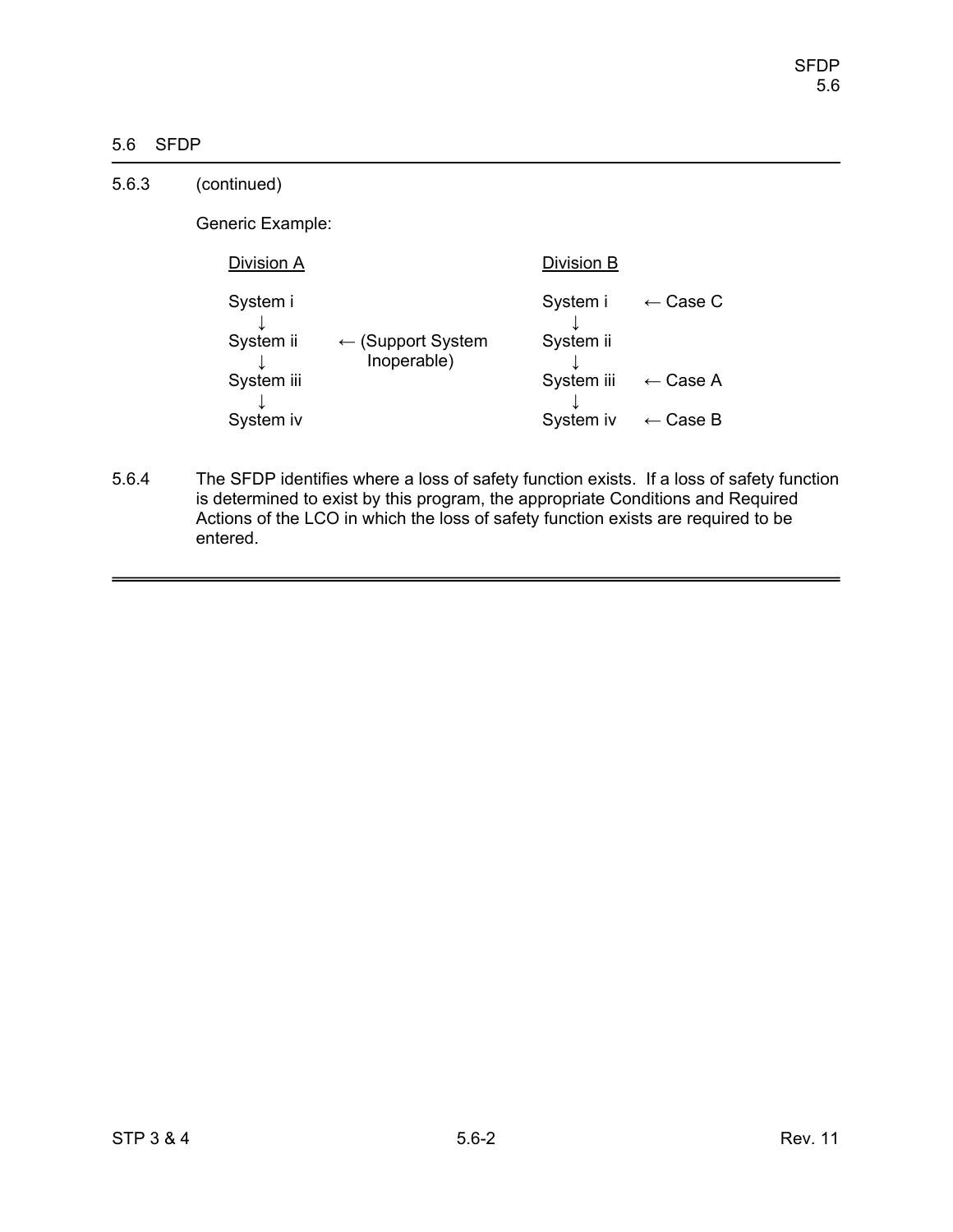## 5.6 SFDP

**5.6.3** (continued)

Generic Example:

```
Division A                                      Division B

System i                                        System i      ← Case C
   ↓                                               ↓
System ii      ← (Support System                System ii
   ↓               Inoperable)                     ↓
System iii                                      System iii    ← Case A
   ↓                                               ↓
System iv                                       System iv     ← Case B
```

**5.6.4** The SFDP identifies where a loss of safety function exists. If a loss of safety function is determined to exist by this program, the appropriate Conditions and Required Actions of the LCO in which the loss of safety function exists are required to be entered.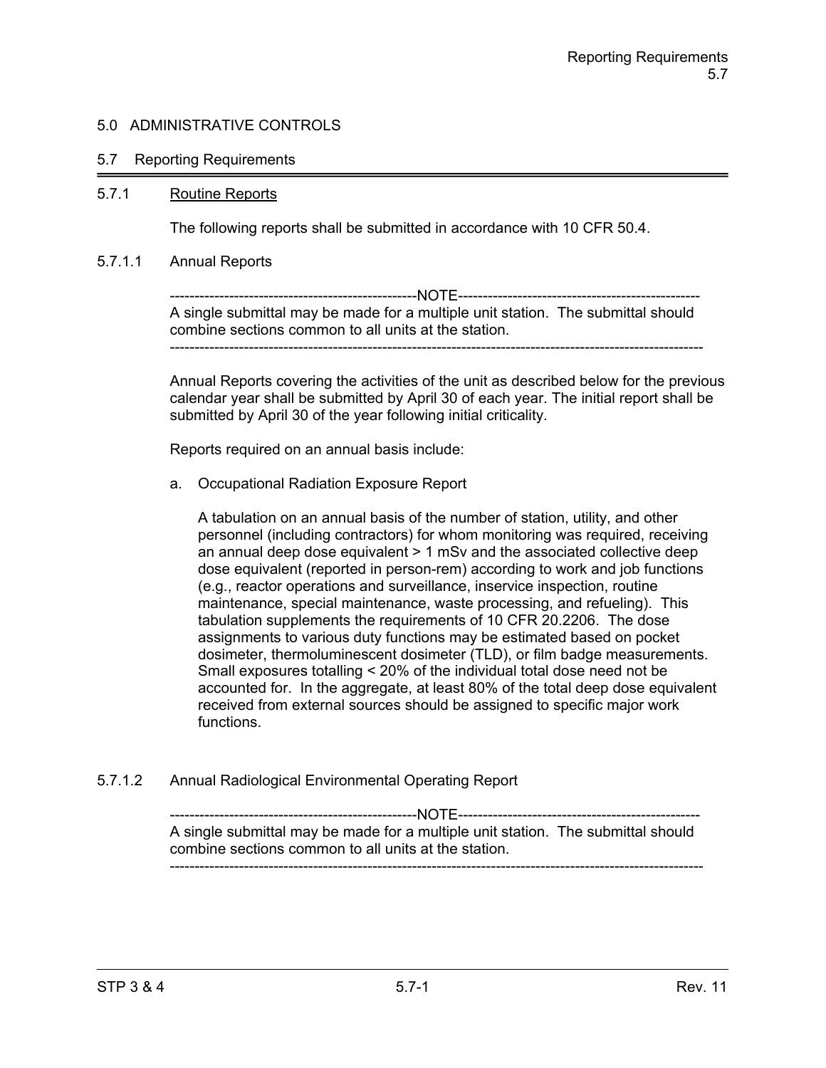## 5.0 ADMINISTRATIVE CONTROLS

### 5.7 Reporting Requirements

#### 5.7.1 Routine Reports

The following reports shall be submitted in accordance with 10 CFR 50.4.

##### 5.7.1.1 Annual Reports

---NOTE---
A single submittal may be made for a multiple unit station. The submittal should combine sections common to all units at the station.

---

Annual Reports covering the activities of the unit as described below for the previous calendar year shall be submitted by April 30 of each year. The initial report shall be submitted by April 30 of the year following initial criticality.

Reports required on an annual basis include:

a. Occupational Radiation Exposure Report

   A tabulation on an annual basis of the number of station, utility, and other personnel (including contractors) for whom monitoring was required, receiving an annual deep dose equivalent > 1 mSv and the associated collective deep dose equivalent (reported in person-rem) according to work and job functions (e.g., reactor operations and surveillance, inservice inspection, routine maintenance, special maintenance, waste processing, and refueling). This tabulation supplements the requirements of 10 CFR 20.2206. The dose assignments to various duty functions may be estimated based on pocket dosimeter, thermoluminescent dosimeter (TLD), or film badge measurements. Small exposures totalling < 20% of the individual total dose need not be accounted for. In the aggregate, at least 80% of the total deep dose equivalent received from external sources should be assigned to specific major work functions.

##### 5.7.1.2 Annual Radiological Environmental Operating Report

---NOTE---
A single submittal may be made for a multiple unit station. The submittal should combine sections common to all units at the station.

---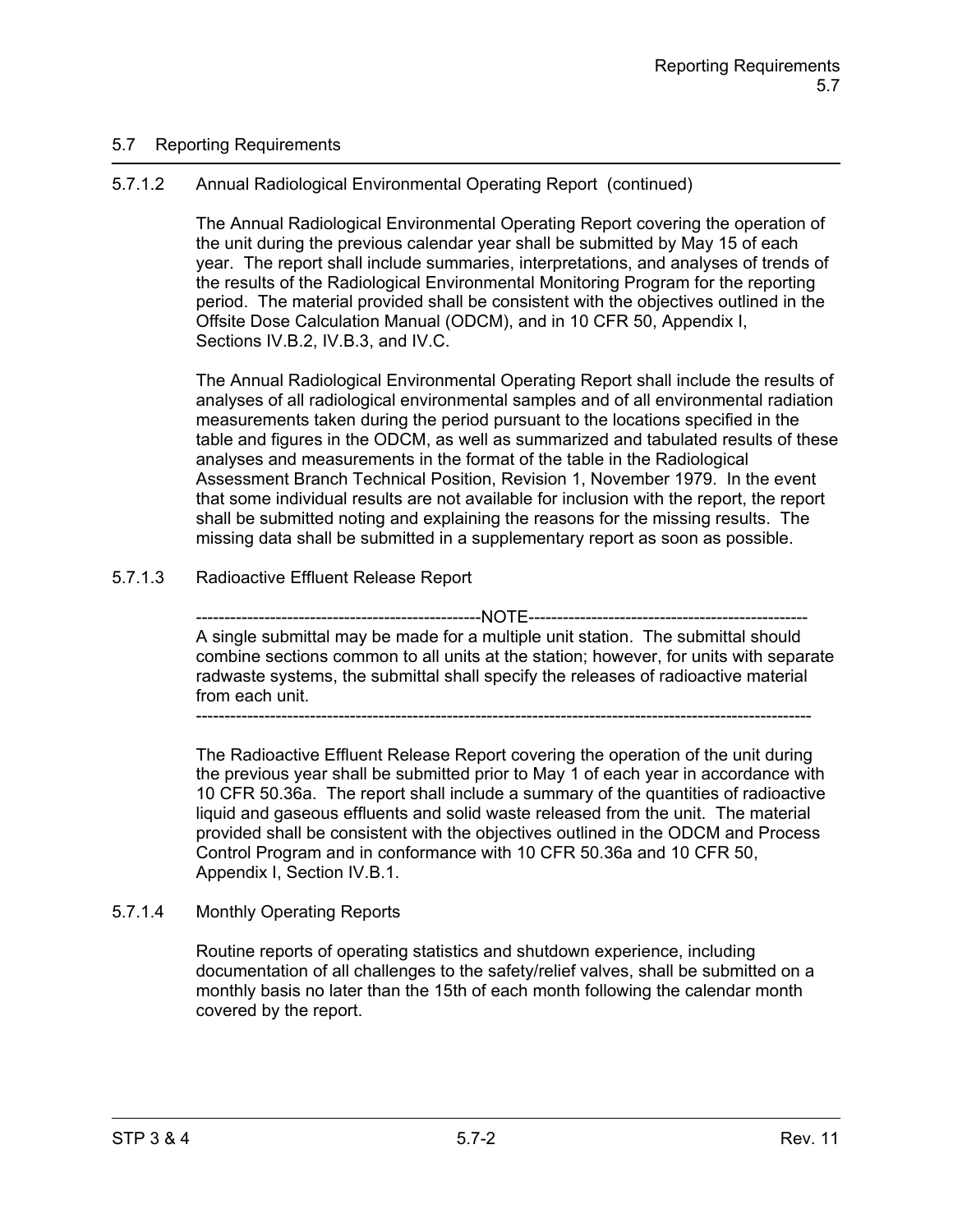## 5.7 Reporting Requirements

### 5.7.1.2 Annual Radiological Environmental Operating Report (continued)

The Annual Radiological Environmental Operating Report covering the operation of the unit during the previous calendar year shall be submitted by May 15 of each year. The report shall include summaries, interpretations, and analyses of trends of the results of the Radiological Environmental Monitoring Program for the reporting period. The material provided shall be consistent with the objectives outlined in the Offsite Dose Calculation Manual (ODCM), and in 10 CFR 50, Appendix I, Sections IV.B.2, IV.B.3, and IV.C.

The Annual Radiological Environmental Operating Report shall include the results of analyses of all radiological environmental samples and of all environmental radiation measurements taken during the period pursuant to the locations specified in the table and figures in the ODCM, as well as summarized and tabulated results of these analyses and measurements in the format of the table in the Radiological Assessment Branch Technical Position, Revision 1, November 1979. In the event that some individual results are not available for inclusion with the report, the report shall be submitted noting and explaining the reasons for the missing results. The missing data shall be submitted in a supplementary report as soon as possible.

### 5.7.1.3 Radioactive Effluent Release Report

-------------------------------------------------NOTE-------------------------------------------------

A single submittal may be made for a multiple unit station. The submittal should combine sections common to all units at the station; however, for units with separate radwaste systems, the submittal shall specify the releases of radioactive material from each unit.

-------------------------------------------------------------------------------------------------------------

The Radioactive Effluent Release Report covering the operation of the unit during the previous year shall be submitted prior to May 1 of each year in accordance with 10 CFR 50.36a. The report shall include a summary of the quantities of radioactive liquid and gaseous effluents and solid waste released from the unit. The material provided shall be consistent with the objectives outlined in the ODCM and Process Control Program and in conformance with 10 CFR 50.36a and 10 CFR 50, Appendix I, Section IV.B.1.

### 5.7.1.4 Monthly Operating Reports

Routine reports of operating statistics and shutdown experience, including documentation of all challenges to the safety/relief valves, shall be submitted on a monthly basis no later than the 15th of each month following the calendar month covered by the report.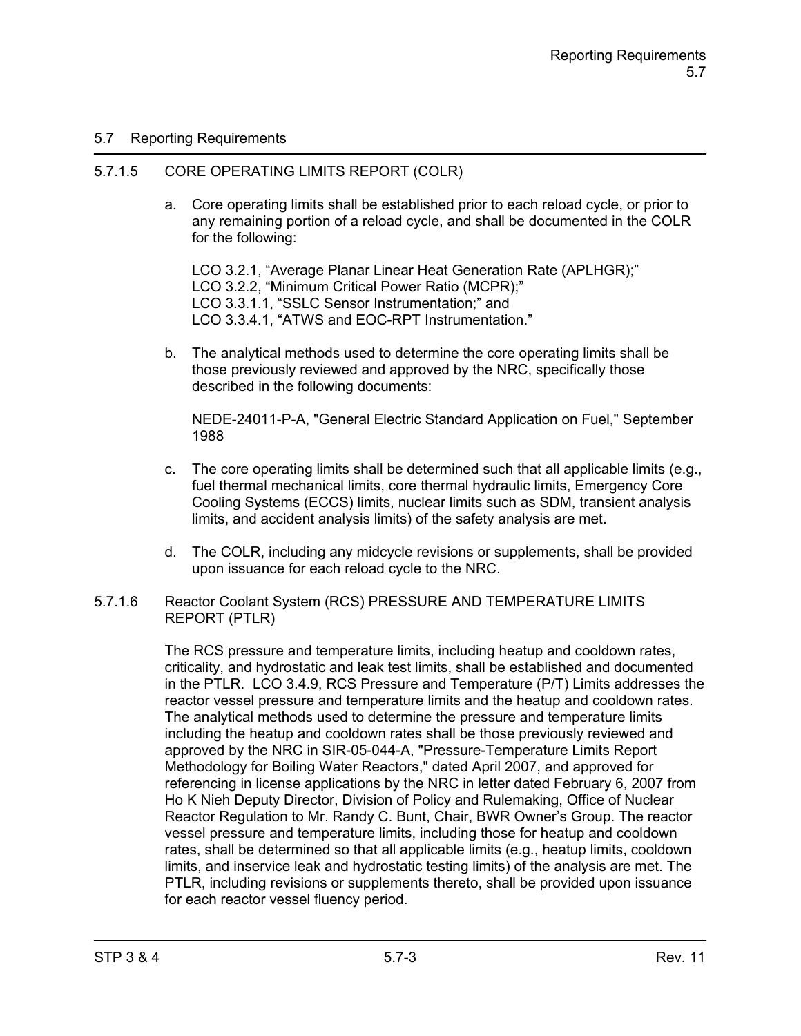## 5.7 Reporting Requirements

### 5.7.1.5 CORE OPERATING LIMITS REPORT (COLR)

a. Core operating limits shall be established prior to each reload cycle, or prior to any remaining portion of a reload cycle, and shall be documented in the COLR for the following:

   LCO 3.2.1, “Average Planar Linear Heat Generation Rate (APLHGR);”
   LCO 3.2.2, “Minimum Critical Power Ratio (MCPR);”
   LCO 3.3.1.1, “SSLC Sensor Instrumentation;” and
   LCO 3.3.4.1, “ATWS and EOC-RPT Instrumentation.”

b. The analytical methods used to determine the core operating limits shall be those previously reviewed and approved by the NRC, specifically those described in the following documents:

   NEDE-24011-P-A, "General Electric Standard Application on Fuel," September 1988

c. The core operating limits shall be determined such that all applicable limits (e.g., fuel thermal mechanical limits, core thermal hydraulic limits, Emergency Core Cooling Systems (ECCS) limits, nuclear limits such as SDM, transient analysis limits, and accident analysis limits) of the safety analysis are met.

d. The COLR, including any midcycle revisions or supplements, shall be provided upon issuance for each reload cycle to the NRC.

### 5.7.1.6 Reactor Coolant System (RCS) PRESSURE AND TEMPERATURE LIMITS REPORT (PTLR)

The RCS pressure and temperature limits, including heatup and cooldown rates, criticality, and hydrostatic and leak test limits, shall be established and documented in the PTLR. LCO 3.4.9, RCS Pressure and Temperature (P/T) Limits addresses the reactor vessel pressure and temperature limits and the heatup and cooldown rates. The analytical methods used to determine the pressure and temperature limits including the heatup and cooldown rates shall be those previously reviewed and approved by the NRC in SIR-05-044-A, "Pressure-Temperature Limits Report Methodology for Boiling Water Reactors," dated April 2007, and approved for referencing in license applications by the NRC in letter dated February 6, 2007 from Ho K Nieh Deputy Director, Division of Policy and Rulemaking, Office of Nuclear Reactor Regulation to Mr. Randy C. Bunt, Chair, BWR Owner’s Group. The reactor vessel pressure and temperature limits, including those for heatup and cooldown rates, shall be determined so that all applicable limits (e.g., heatup limits, cooldown limits, and inservice leak and hydrostatic testing limits) of the analysis are met. The PTLR, including revisions or supplements thereto, shall be provided upon issuance for each reactor vessel fluency period.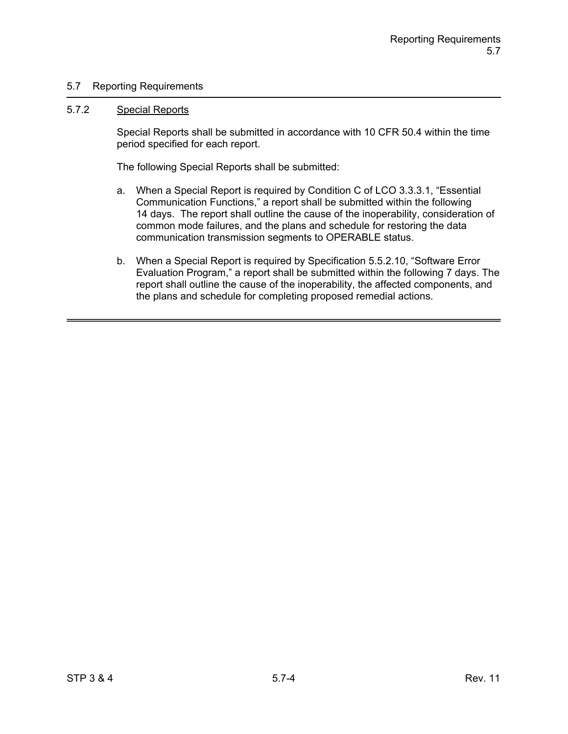## 5.7 Reporting Requirements

### 5.7.2 Special Reports

Special Reports shall be submitted in accordance with 10 CFR 50.4 within the time period specified for each report.

The following Special Reports shall be submitted:

a. When a Special Report is required by Condition C of LCO 3.3.3.1, "Essential Communication Functions," a report shall be submitted within the following 14 days. The report shall outline the cause of the inoperability, consideration of common mode failures, and the plans and schedule for restoring the data communication transmission segments to OPERABLE status.

b. When a Special Report is required by Specification 5.5.2.10, "Software Error Evaluation Program," a report shall be submitted within the following 7 days. The report shall outline the cause of the inoperability, the affected components, and the plans and schedule for completing proposed remedial actions.